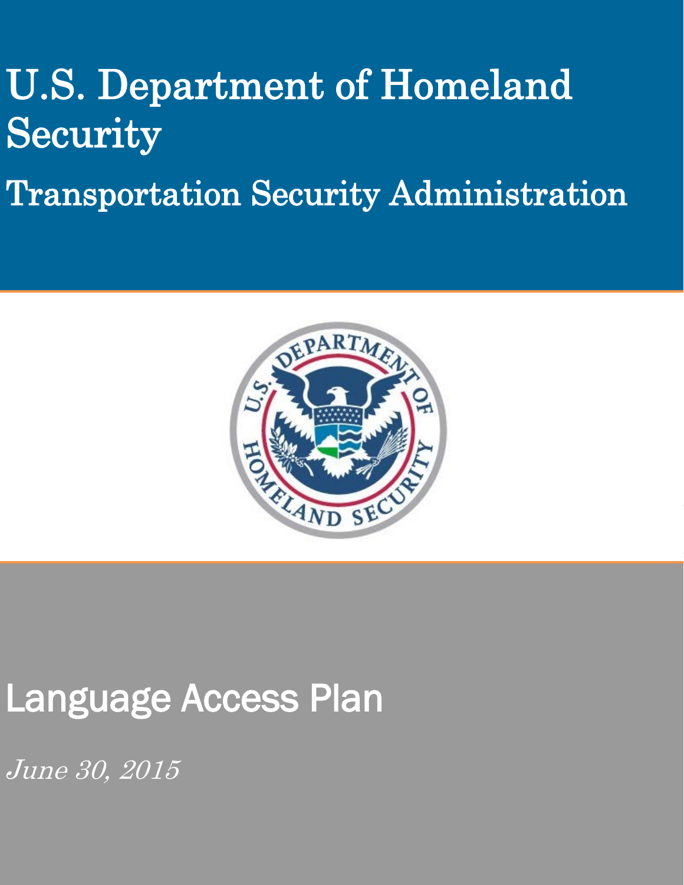# U.S. Department of Homeland Security

## Transportation Security Administration

# Language Access Plan

*June 30, 2015*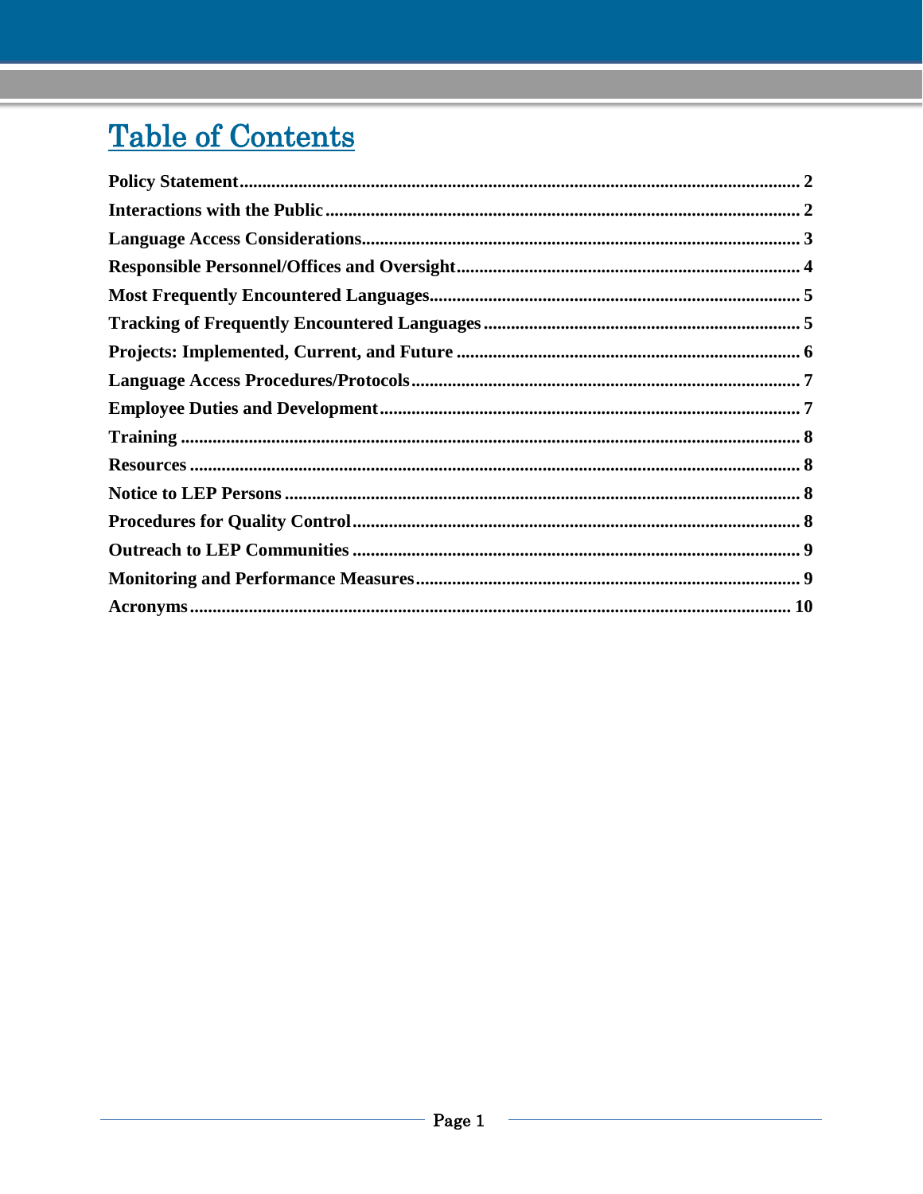# Table of Contents

**Policy Statement** .......... **2**
**Interactions with the Public** .......... **2**
**Language Access Considerations** .......... **3**
**Responsible Personnel/Offices and Oversight** .......... **4**
**Most Frequently Encountered Languages** .......... **5**
**Tracking of Frequently Encountered Languages** .......... **5**
**Projects: Implemented, Current, and Future** .......... **6**
**Language Access Procedures/Protocols** .......... **7**
**Employee Duties and Development** .......... **7**
**Training** .......... **8**
**Resources** .......... **8**
**Notice to LEP Persons** .......... **8**
**Procedures for Quality Control** .......... **8**
**Outreach to LEP Communities** .......... **9**
**Monitoring and Performance Measures** .......... **9**
**Acronyms** .......... **10**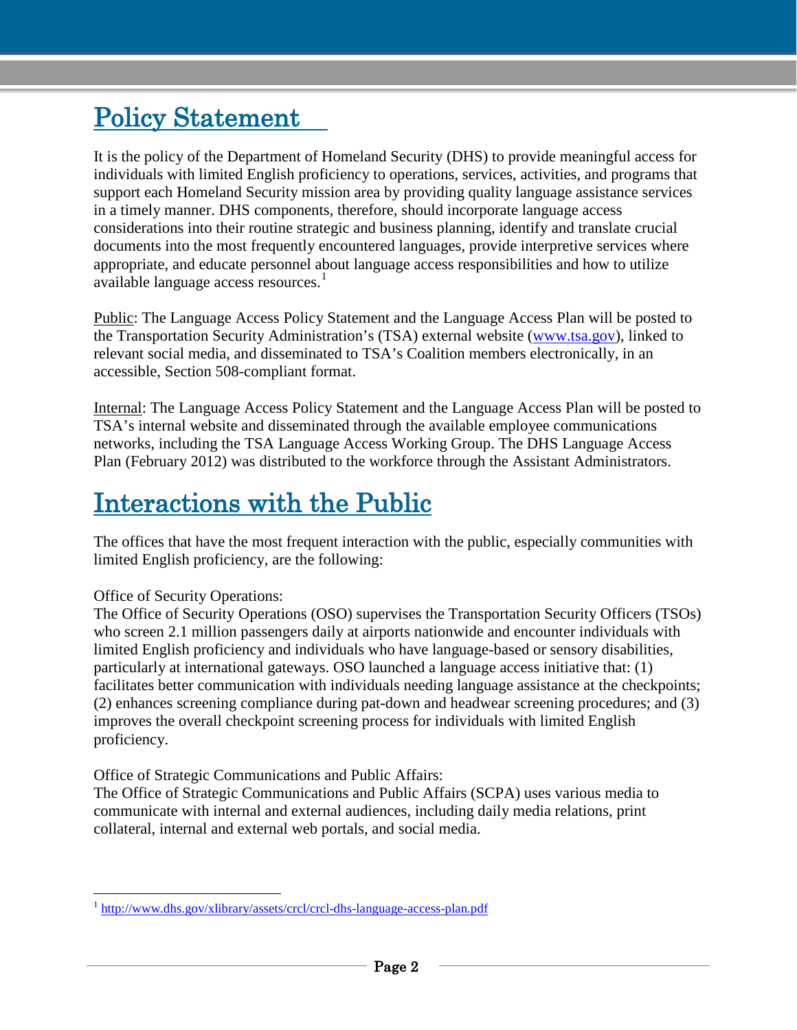## Policy Statement

It is the policy of the Department of Homeland Security (DHS) to provide meaningful access for individuals with limited English proficiency to operations, services, activities, and programs that support each Homeland Security mission area by providing quality language assistance services in a timely manner. DHS components, therefore, should incorporate language access considerations into their routine strategic and business planning, identify and translate crucial documents into the most frequently encountered languages, provide interpretive services where appropriate, and educate personnel about language access responsibilities and how to utilize available language access resources.[1]

Public: The Language Access Policy Statement and the Language Access Plan will be posted to the Transportation Security Administration's (TSA) external website (www.tsa.gov), linked to relevant social media, and disseminated to TSA's Coalition members electronically, in an accessible, Section 508-compliant format.

Internal: The Language Access Policy Statement and the Language Access Plan will be posted to TSA's internal website and disseminated through the available employee communications networks, including the TSA Language Access Working Group. The DHS Language Access Plan (February 2012) was distributed to the workforce through the Assistant Administrators.

## Interactions with the Public

The offices that have the most frequent interaction with the public, especially communities with limited English proficiency, are the following:

Office of Security Operations:
The Office of Security Operations (OSO) supervises the Transportation Security Officers (TSOs) who screen 2.1 million passengers daily at airports nationwide and encounter individuals with limited English proficiency and individuals who have language-based or sensory disabilities, particularly at international gateways. OSO launched a language access initiative that: (1) facilitates better communication with individuals needing language assistance at the checkpoints; (2) enhances screening compliance during pat-down and headwear screening procedures; and (3) improves the overall checkpoint screening process for individuals with limited English proficiency.

Office of Strategic Communications and Public Affairs:
The Office of Strategic Communications and Public Affairs (SCPA) uses various media to communicate with internal and external audiences, including daily media relations, print collateral, internal and external web portals, and social media.

---

[1] http://www.dhs.gov/xlibrary/assets/crcl/crcl-dhs-language-access-plan.pdf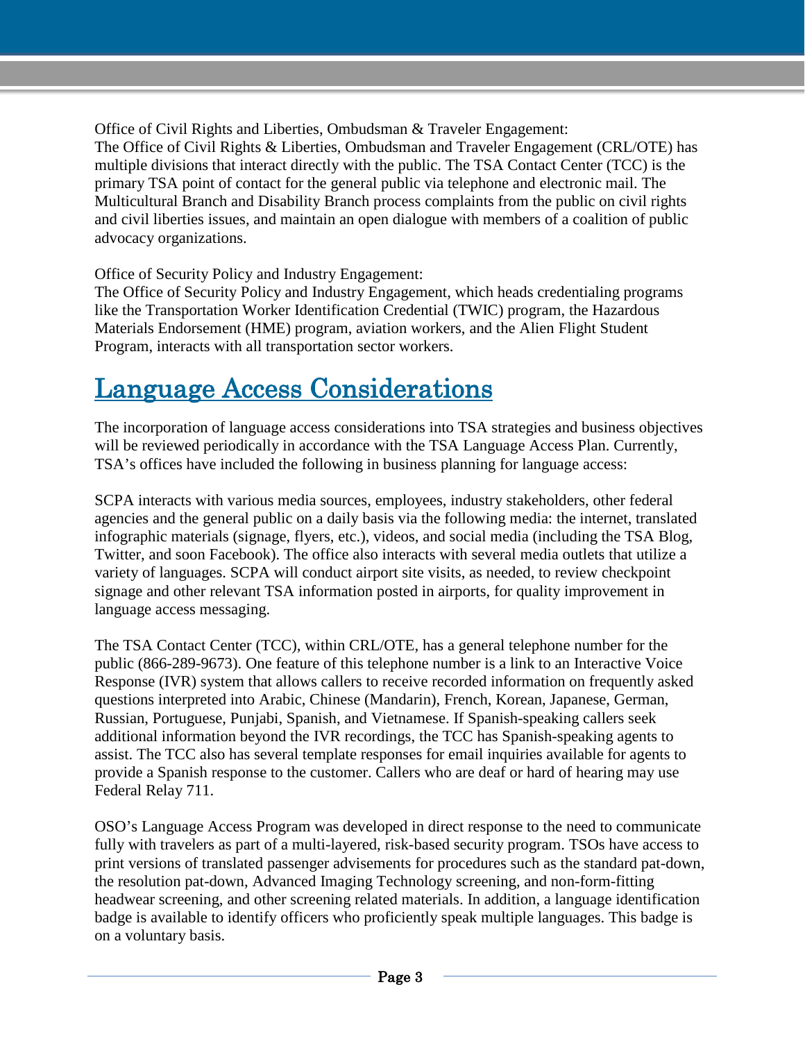Office of Civil Rights and Liberties, Ombudsman & Traveler Engagement:
The Office of Civil Rights & Liberties, Ombudsman and Traveler Engagement (CRL/OTE) has multiple divisions that interact directly with the public. The TSA Contact Center (TCC) is the primary TSA point of contact for the general public via telephone and electronic mail. The Multicultural Branch and Disability Branch process complaints from the public on civil rights and civil liberties issues, and maintain an open dialogue with members of a coalition of public advocacy organizations.

Office of Security Policy and Industry Engagement:
The Office of Security Policy and Industry Engagement, which heads credentialing programs like the Transportation Worker Identification Credential (TWIC) program, the Hazardous Materials Endorsement (HME) program, aviation workers, and the Alien Flight Student Program, interacts with all transportation sector workers.

# Language Access Considerations

The incorporation of language access considerations into TSA strategies and business objectives will be reviewed periodically in accordance with the TSA Language Access Plan. Currently, TSA's offices have included the following in business planning for language access:

SCPA interacts with various media sources, employees, industry stakeholders, other federal agencies and the general public on a daily basis via the following media: the internet, translated infographic materials (signage, flyers, etc.), videos, and social media (including the TSA Blog, Twitter, and soon Facebook). The office also interacts with several media outlets that utilize a variety of languages. SCPA will conduct airport site visits, as needed, to review checkpoint signage and other relevant TSA information posted in airports, for quality improvement in language access messaging.

The TSA Contact Center (TCC), within CRL/OTE, has a general telephone number for the public (866-289-9673). One feature of this telephone number is a link to an Interactive Voice Response (IVR) system that allows callers to receive recorded information on frequently asked questions interpreted into Arabic, Chinese (Mandarin), French, Korean, Japanese, German, Russian, Portuguese, Punjabi, Spanish, and Vietnamese. If Spanish-speaking callers seek additional information beyond the IVR recordings, the TCC has Spanish-speaking agents to assist. The TCC also has several template responses for email inquiries available for agents to provide a Spanish response to the customer. Callers who are deaf or hard of hearing may use Federal Relay 711.

OSO's Language Access Program was developed in direct response to the need to communicate fully with travelers as part of a multi-layered, risk-based security program. TSOs have access to print versions of translated passenger advisements for procedures such as the standard pat-down, the resolution pat-down, Advanced Imaging Technology screening, and non-form-fitting headwear screening, and other screening related materials. In addition, a language identification badge is available to identify officers who proficiently speak multiple languages. This badge is on a voluntary basis.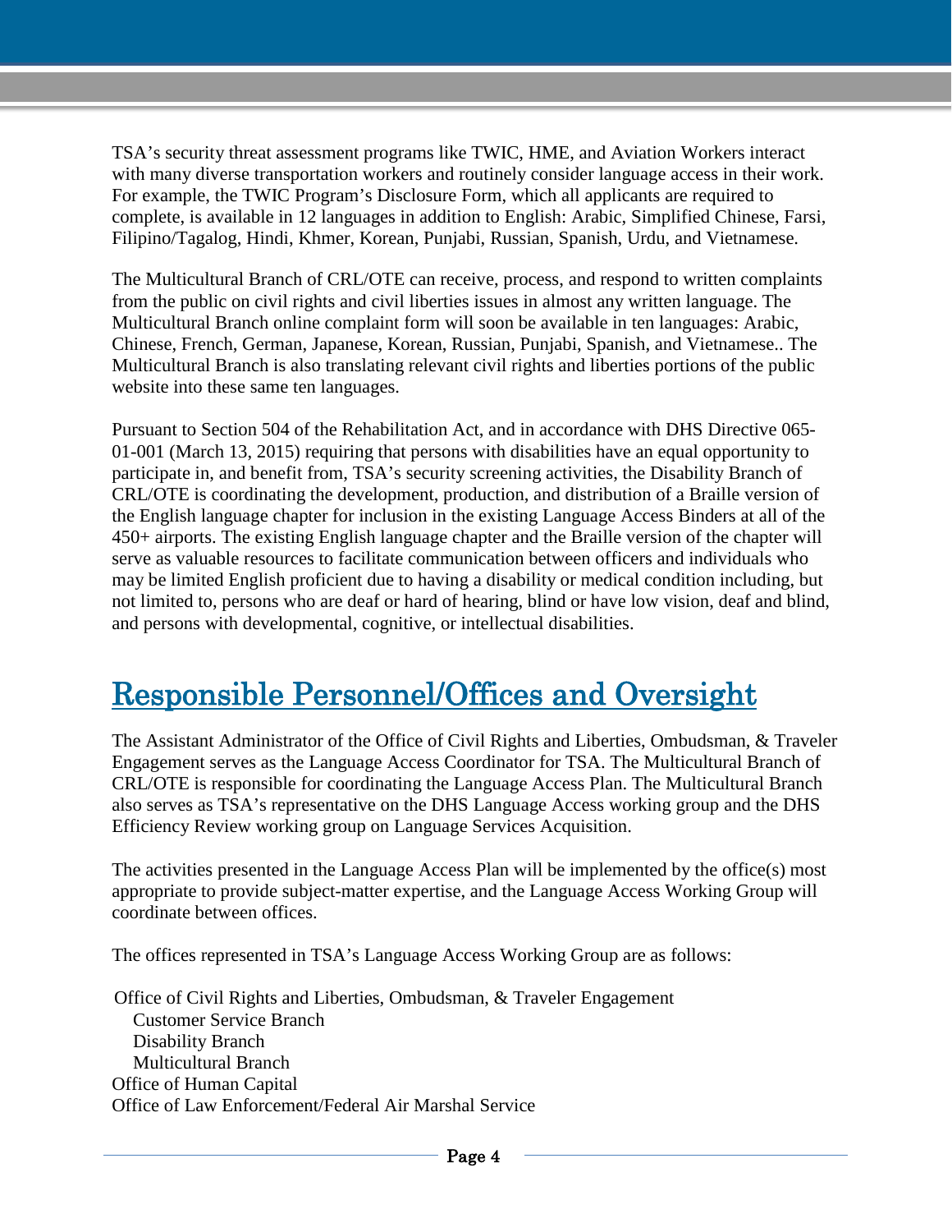TSA's security threat assessment programs like TWIC, HME, and Aviation Workers interact with many diverse transportation workers and routinely consider language access in their work. For example, the TWIC Program's Disclosure Form, which all applicants are required to complete, is available in 12 languages in addition to English: Arabic, Simplified Chinese, Farsi, Filipino/Tagalog, Hindi, Khmer, Korean, Punjabi, Russian, Spanish, Urdu, and Vietnamese.

The Multicultural Branch of CRL/OTE can receive, process, and respond to written complaints from the public on civil rights and civil liberties issues in almost any written language. The Multicultural Branch online complaint form will soon be available in ten languages: Arabic, Chinese, French, German, Japanese, Korean, Russian, Punjabi, Spanish, and Vietnamese.. The Multicultural Branch is also translating relevant civil rights and liberties portions of the public website into these same ten languages.

Pursuant to Section 504 of the Rehabilitation Act, and in accordance with DHS Directive 065-01-001 (March 13, 2015) requiring that persons with disabilities have an equal opportunity to participate in, and benefit from, TSA's security screening activities, the Disability Branch of CRL/OTE is coordinating the development, production, and distribution of a Braille version of the English language chapter for inclusion in the existing Language Access Binders at all of the 450+ airports. The existing English language chapter and the Braille version of the chapter will serve as valuable resources to facilitate communication between officers and individuals who may be limited English proficient due to having a disability or medical condition including, but not limited to, persons who are deaf or hard of hearing, blind or have low vision, deaf and blind, and persons with developmental, cognitive, or intellectual disabilities.

## Responsible Personnel/Offices and Oversight

The Assistant Administrator of the Office of Civil Rights and Liberties, Ombudsman, & Traveler Engagement serves as the Language Access Coordinator for TSA. The Multicultural Branch of CRL/OTE is responsible for coordinating the Language Access Plan. The Multicultural Branch also serves as TSA's representative on the DHS Language Access working group and the DHS Efficiency Review working group on Language Services Acquisition.

The activities presented in the Language Access Plan will be implemented by the office(s) most appropriate to provide subject-matter expertise, and the Language Access Working Group will coordinate between offices.

The offices represented in TSA's Language Access Working Group are as follows:

- Office of Civil Rights and Liberties, Ombudsman, & Traveler Engagement
  - Customer Service Branch
  - Disability Branch
  - Multicultural Branch
- Office of Human Capital
- Office of Law Enforcement/Federal Air Marshal Service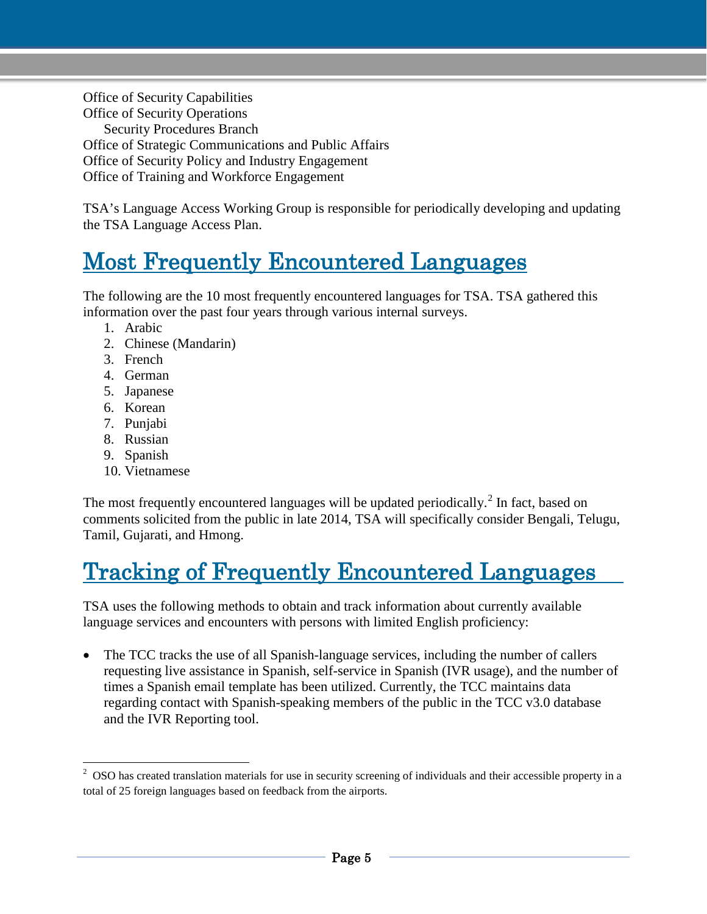Office of Security Capabilities
Office of Security Operations
    Security Procedures Branch
Office of Strategic Communications and Public Affairs
Office of Security Policy and Industry Engagement
Office of Training and Workforce Engagement

TSA's Language Access Working Group is responsible for periodically developing and updating the TSA Language Access Plan.

## Most Frequently Encountered Languages

The following are the 10 most frequently encountered languages for TSA. TSA gathered this information over the past four years through various internal surveys.

1. Arabic
2. Chinese (Mandarin)
3. French
4. German
5. Japanese
6. Korean
7. Punjabi
8. Russian
9. Spanish
10. Vietnamese

The most frequently encountered languages will be updated periodically.[2] In fact, based on comments solicited from the public in late 2014, TSA will specifically consider Bengali, Telugu, Tamil, Gujarati, and Hmong.

## Tracking of Frequently Encountered Languages

TSA uses the following methods to obtain and track information about currently available language services and encounters with persons with limited English proficiency:

- The TCC tracks the use of all Spanish-language services, including the number of callers requesting live assistance in Spanish, self-service in Spanish (IVR usage), and the number of times a Spanish email template has been utilized. Currently, the TCC maintains data regarding contact with Spanish-speaking members of the public in the TCC v3.0 database and the IVR Reporting tool.

---

[2] OSO has created translation materials for use in security screening of individuals and their accessible property in a total of 25 foreign languages based on feedback from the airports.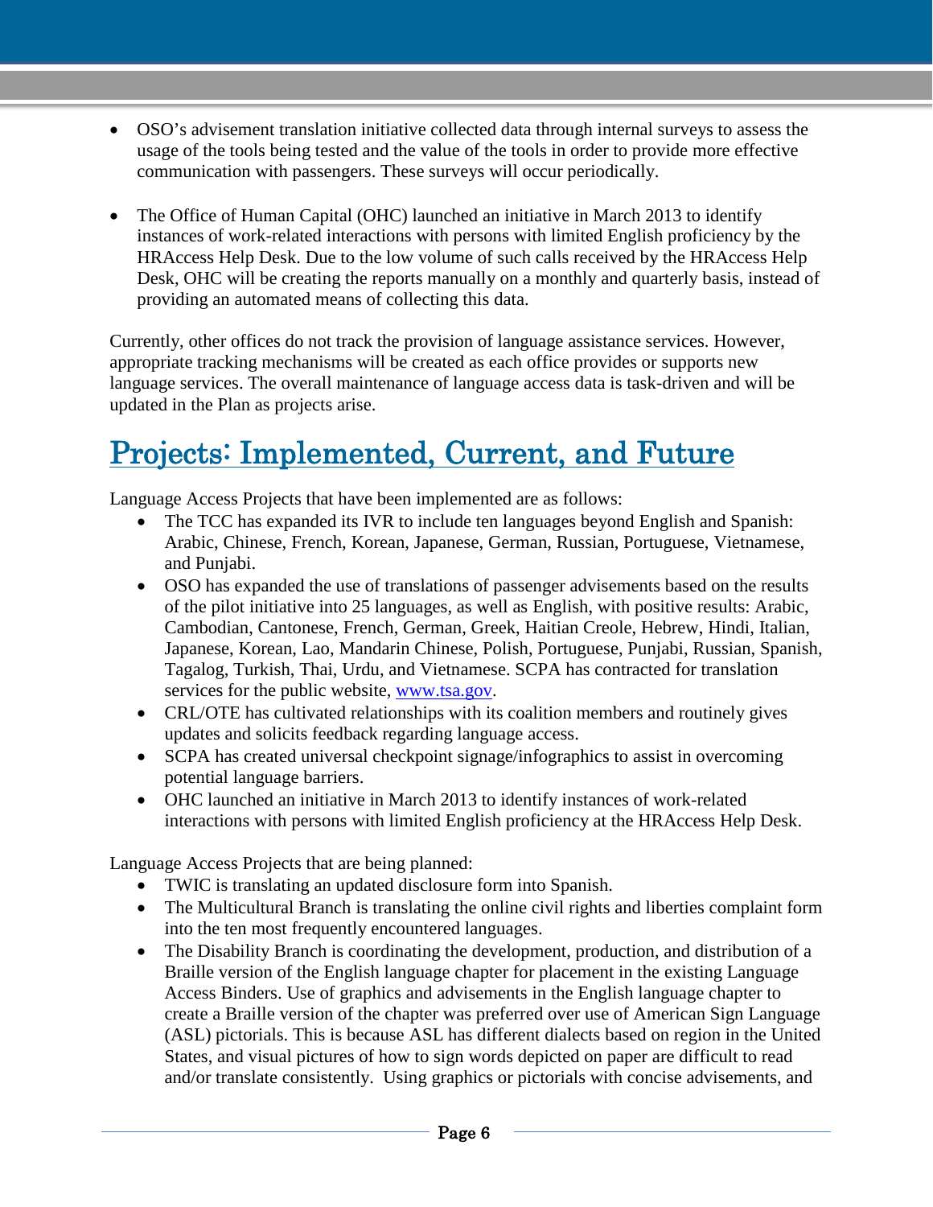- OSO's advisement translation initiative collected data through internal surveys to assess the usage of the tools being tested and the value of the tools in order to provide more effective communication with passengers. These surveys will occur periodically.

- The Office of Human Capital (OHC) launched an initiative in March 2013 to identify instances of work-related interactions with persons with limited English proficiency by the HRAccess Help Desk. Due to the low volume of such calls received by the HRAccess Help Desk, OHC will be creating the reports manually on a monthly and quarterly basis, instead of providing an automated means of collecting this data.

Currently, other offices do not track the provision of language assistance services. However, appropriate tracking mechanisms will be created as each office provides or supports new language services. The overall maintenance of language access data is task-driven and will be updated in the Plan as projects arise.

# Projects: Implemented, Current, and Future

Language Access Projects that have been implemented are as follows:

- The TCC has expanded its IVR to include ten languages beyond English and Spanish: Arabic, Chinese, French, Korean, Japanese, German, Russian, Portuguese, Vietnamese, and Punjabi.
- OSO has expanded the use of translations of passenger advisements based on the results of the pilot initiative into 25 languages, as well as English, with positive results: Arabic, Cambodian, Cantonese, French, German, Greek, Haitian Creole, Hebrew, Hindi, Italian, Japanese, Korean, Lao, Mandarin Chinese, Polish, Portuguese, Punjabi, Russian, Spanish, Tagalog, Turkish, Thai, Urdu, and Vietnamese. SCPA has contracted for translation services for the public website, www.tsa.gov.
- CRL/OTE has cultivated relationships with its coalition members and routinely gives updates and solicits feedback regarding language access.
- SCPA has created universal checkpoint signage/infographics to assist in overcoming potential language barriers.
- OHC launched an initiative in March 2013 to identify instances of work-related interactions with persons with limited English proficiency at the HRAccess Help Desk.

Language Access Projects that are being planned:

- TWIC is translating an updated disclosure form into Spanish.
- The Multicultural Branch is translating the online civil rights and liberties complaint form into the ten most frequently encountered languages.
- The Disability Branch is coordinating the development, production, and distribution of a Braille version of the English language chapter for placement in the existing Language Access Binders. Use of graphics and advisements in the English language chapter to create a Braille version of the chapter was preferred over use of American Sign Language (ASL) pictorials. This is because ASL has different dialects based on region in the United States, and visual pictures of how to sign words depicted on paper are difficult to read and/or translate consistently. Using graphics or pictorials with concise advisements, and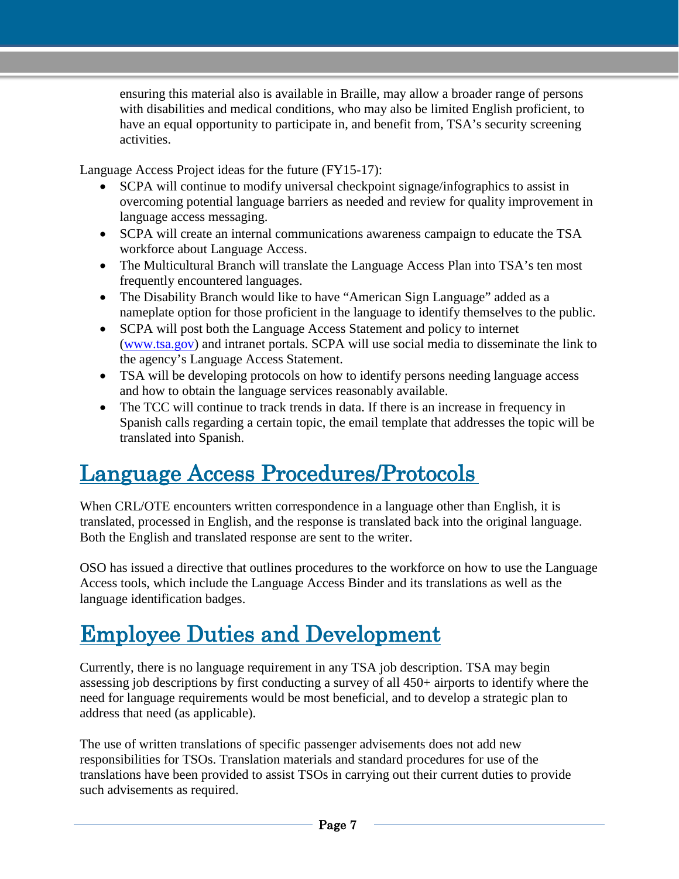ensuring this material also is available in Braille, may allow a broader range of persons with disabilities and medical conditions, who may also be limited English proficient, to have an equal opportunity to participate in, and benefit from, TSA's security screening activities.

Language Access Project ideas for the future (FY15-17):

- SCPA will continue to modify universal checkpoint signage/infographics to assist in overcoming potential language barriers as needed and review for quality improvement in language access messaging.
- SCPA will create an internal communications awareness campaign to educate the TSA workforce about Language Access.
- The Multicultural Branch will translate the Language Access Plan into TSA's ten most frequently encountered languages.
- The Disability Branch would like to have "American Sign Language" added as a nameplate option for those proficient in the language to identify themselves to the public.
- SCPA will post both the Language Access Statement and policy to internet (www.tsa.gov) and intranet portals. SCPA will use social media to disseminate the link to the agency's Language Access Statement.
- TSA will be developing protocols on how to identify persons needing language access and how to obtain the language services reasonably available.
- The TCC will continue to track trends in data. If there is an increase in frequency in Spanish calls regarding a certain topic, the email template that addresses the topic will be translated into Spanish.

# Language Access Procedures/Protocols

When CRL/OTE encounters written correspondence in a language other than English, it is translated, processed in English, and the response is translated back into the original language. Both the English and translated response are sent to the writer.

OSO has issued a directive that outlines procedures to the workforce on how to use the Language Access tools, which include the Language Access Binder and its translations as well as the language identification badges.

# Employee Duties and Development

Currently, there is no language requirement in any TSA job description. TSA may begin assessing job descriptions by first conducting a survey of all 450+ airports to identify where the need for language requirements would be most beneficial, and to develop a strategic plan to address that need (as applicable).

The use of written translations of specific passenger advisements does not add new responsibilities for TSOs. Translation materials and standard procedures for use of the translations have been provided to assist TSOs in carrying out their current duties to provide such advisements as required.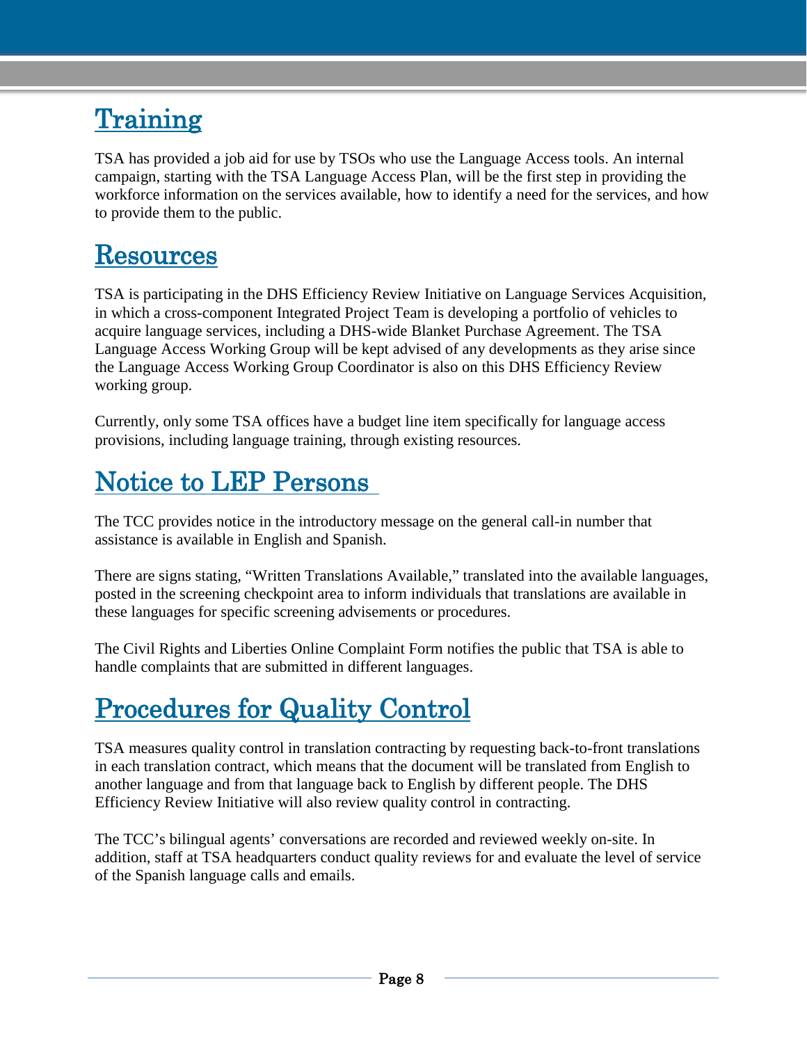## Training

TSA has provided a job aid for use by TSOs who use the Language Access tools. An internal campaign, starting with the TSA Language Access Plan, will be the first step in providing the workforce information on the services available, how to identify a need for the services, and how to provide them to the public.

## Resources

TSA is participating in the DHS Efficiency Review Initiative on Language Services Acquisition, in which a cross-component Integrated Project Team is developing a portfolio of vehicles to acquire language services, including a DHS-wide Blanket Purchase Agreement. The TSA Language Access Working Group will be kept advised of any developments as they arise since the Language Access Working Group Coordinator is also on this DHS Efficiency Review working group.

Currently, only some TSA offices have a budget line item specifically for language access provisions, including language training, through existing resources.

## Notice to LEP Persons

The TCC provides notice in the introductory message on the general call-in number that assistance is available in English and Spanish.

There are signs stating, "Written Translations Available," translated into the available languages, posted in the screening checkpoint area to inform individuals that translations are available in these languages for specific screening advisements or procedures.

The Civil Rights and Liberties Online Complaint Form notifies the public that TSA is able to handle complaints that are submitted in different languages.

## Procedures for Quality Control

TSA measures quality control in translation contracting by requesting back-to-front translations in each translation contract, which means that the document will be translated from English to another language and from that language back to English by different people. The DHS Efficiency Review Initiative will also review quality control in contracting.

The TCC's bilingual agents' conversations are recorded and reviewed weekly on-site. In addition, staff at TSA headquarters conduct quality reviews for and evaluate the level of service of the Spanish language calls and emails.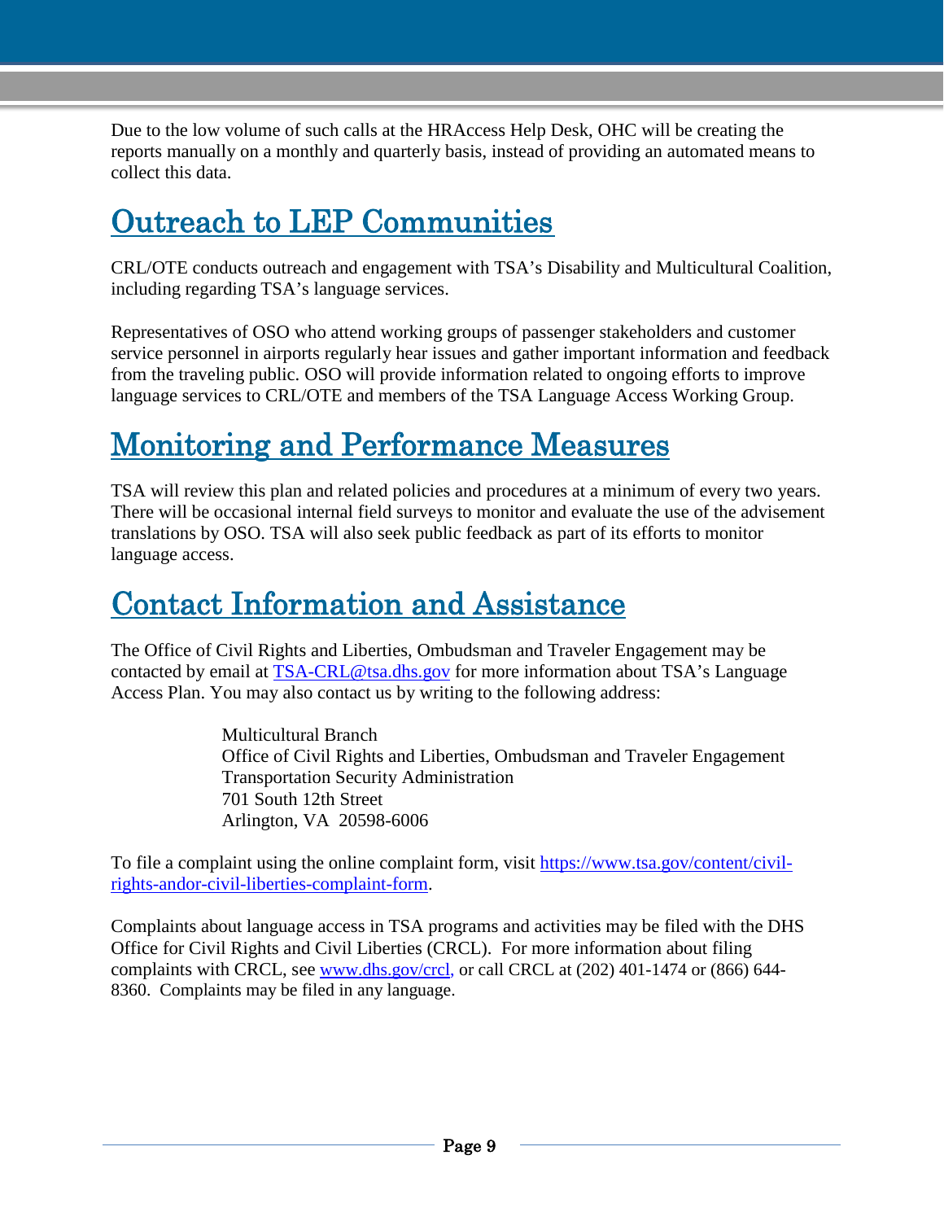Due to the low volume of such calls at the HRAccess Help Desk, OHC will be creating the reports manually on a monthly and quarterly basis, instead of providing an automated means to collect this data.

# Outreach to LEP Communities

CRL/OTE conducts outreach and engagement with TSA's Disability and Multicultural Coalition, including regarding TSA's language services.

Representatives of OSO who attend working groups of passenger stakeholders and customer service personnel in airports regularly hear issues and gather important information and feedback from the traveling public. OSO will provide information related to ongoing efforts to improve language services to CRL/OTE and members of the TSA Language Access Working Group.

# Monitoring and Performance Measures

TSA will review this plan and related policies and procedures at a minimum of every two years. There will be occasional internal field surveys to monitor and evaluate the use of the advisement translations by OSO. TSA will also seek public feedback as part of its efforts to monitor language access.

# Contact Information and Assistance

The Office of Civil Rights and Liberties, Ombudsman and Traveler Engagement may be contacted by email at [TSA-CRL@tsa.dhs.gov](mailto:TSA-CRL@tsa.dhs.gov) for more information about TSA's Language Access Plan. You may also contact us by writing to the following address:

> Multicultural Branch
> Office of Civil Rights and Liberties, Ombudsman and Traveler Engagement
> Transportation Security Administration
> 701 South 12th Street
> Arlington, VA 20598-6006

To file a complaint using the online complaint form, visit [https://www.tsa.gov/content/civil-rights-andor-civil-liberties-complaint-form](https://www.tsa.gov/content/civil-rights-andor-civil-liberties-complaint-form).

Complaints about language access in TSA programs and activities may be filed with the DHS Office for Civil Rights and Civil Liberties (CRCL). For more information about filing complaints with CRCL, see [www.dhs.gov/crcl,](http://www.dhs.gov/crcl) or call CRCL at (202) 401-1474 or (866) 644-8360. Complaints may be filed in any language.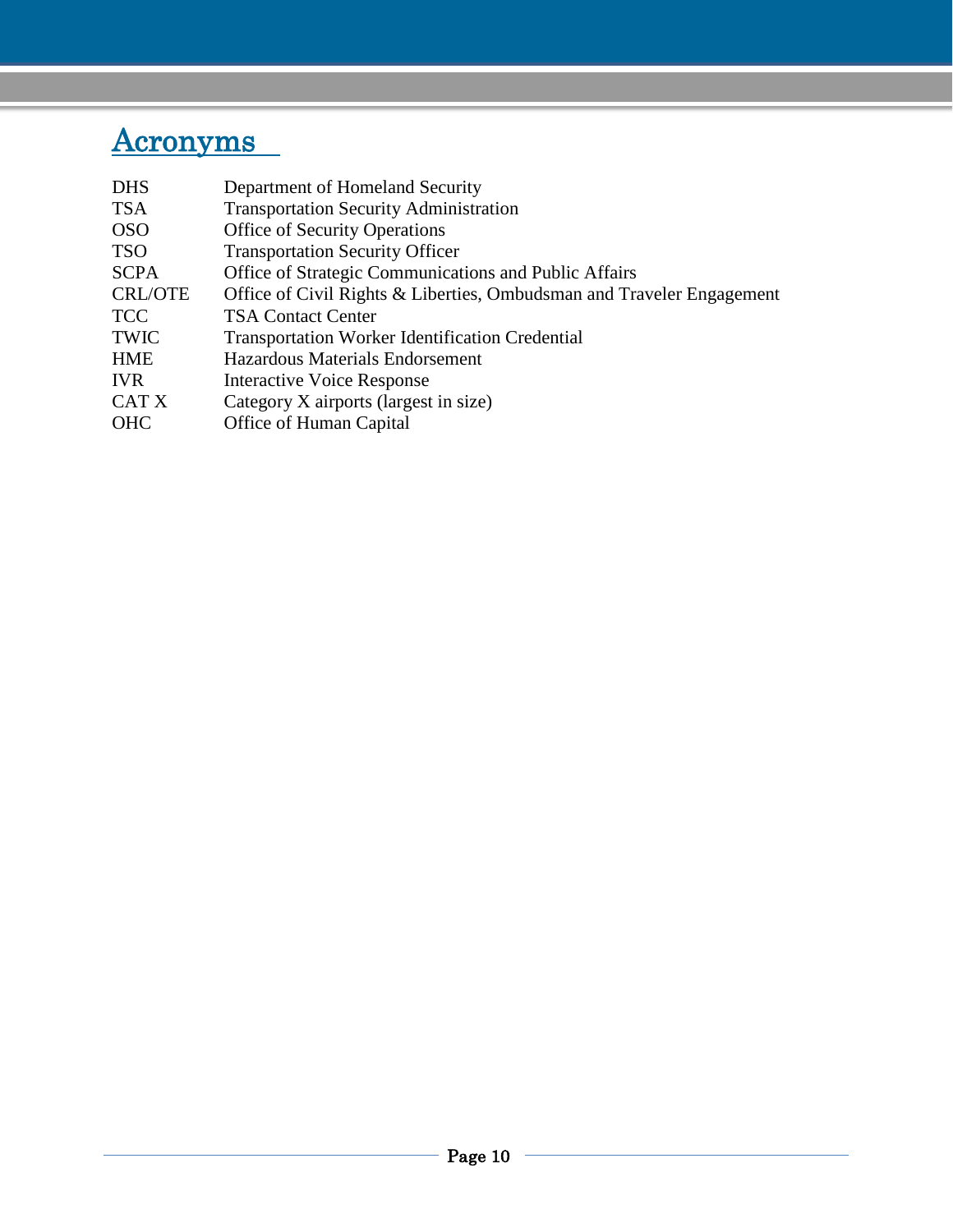# Acronyms

| | |
|---|---|
| DHS | Department of Homeland Security |
| TSA | Transportation Security Administration |
| OSO | Office of Security Operations |
| TSO | Transportation Security Officer |
| SCPA | Office of Strategic Communications and Public Affairs |
| CRL/OTE | Office of Civil Rights & Liberties, Ombudsman and Traveler Engagement |
| TCC | TSA Contact Center |
| TWIC | Transportation Worker Identification Credential |
| HME | Hazardous Materials Endorsement |
| IVR | Interactive Voice Response |
| CAT X | Category X airports (largest in size) |
| OHC | Office of Human Capital |